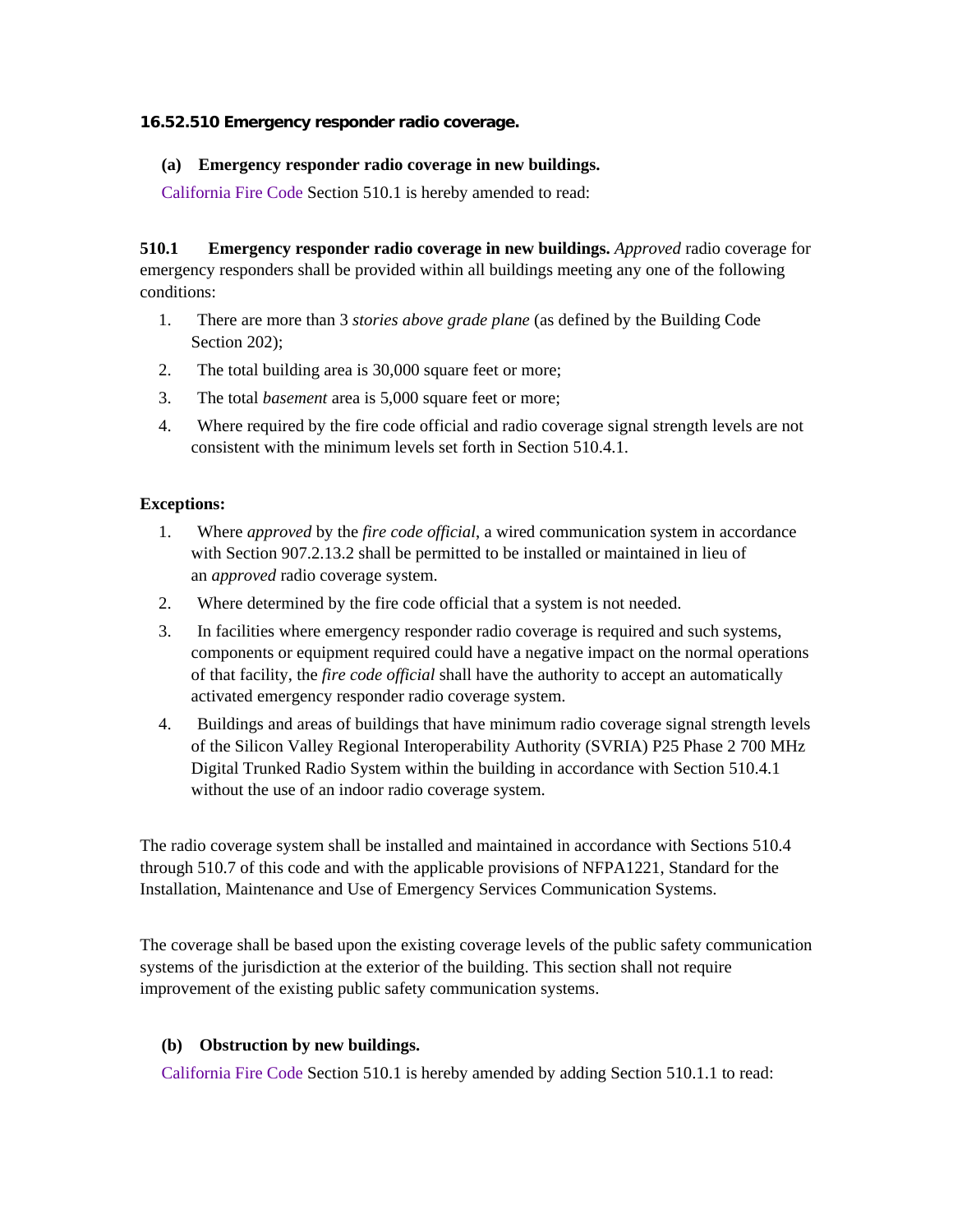**16.52.510 Emergency responder radio coverage.**

**(a) Emergency responder radio coverage in new buildings.**

California Fire Code Section 510.1 is hereby amended to read:

**510.1 Emergency responder radio coverage in new buildings.** *Approved* radio coverage for emergency responders shall be provided within all buildings meeting any one of the following conditions:

1. There are more than 3 *stories above grade plane* (as defined by the Building Code Section 202);
2. The total building area is 30,000 square feet or more;
3. The total *basement* area is 5,000 square feet or more;
4. Where required by the fire code official and radio coverage signal strength levels are not consistent with the minimum levels set forth in Section 510.4.1.

**Exceptions:**

1. Where *approved* by the *fire code official*, a wired communication system in accordance with Section 907.2.13.2 shall be permitted to be installed or maintained in lieu of an *approved* radio coverage system.
2. Where determined by the fire code official that a system is not needed.
3. In facilities where emergency responder radio coverage is required and such systems, components or equipment required could have a negative impact on the normal operations of that facility, the *fire code official* shall have the authority to accept an automatically activated emergency responder radio coverage system.
4. Buildings and areas of buildings that have minimum radio coverage signal strength levels of the Silicon Valley Regional Interoperability Authority (SVRIA) P25 Phase 2 700 MHz Digital Trunked Radio System within the building in accordance with Section 510.4.1 without the use of an indoor radio coverage system.

The radio coverage system shall be installed and maintained in accordance with Sections 510.4 through 510.7 of this code and with the applicable provisions of NFPA1221, Standard for the Installation, Maintenance and Use of Emergency Services Communication Systems.

The coverage shall be based upon the existing coverage levels of the public safety communication systems of the jurisdiction at the exterior of the building. This section shall not require improvement of the existing public safety communication systems.

**(b) Obstruction by new buildings.**

California Fire Code Section 510.1 is hereby amended by adding Section 510.1.1 to read: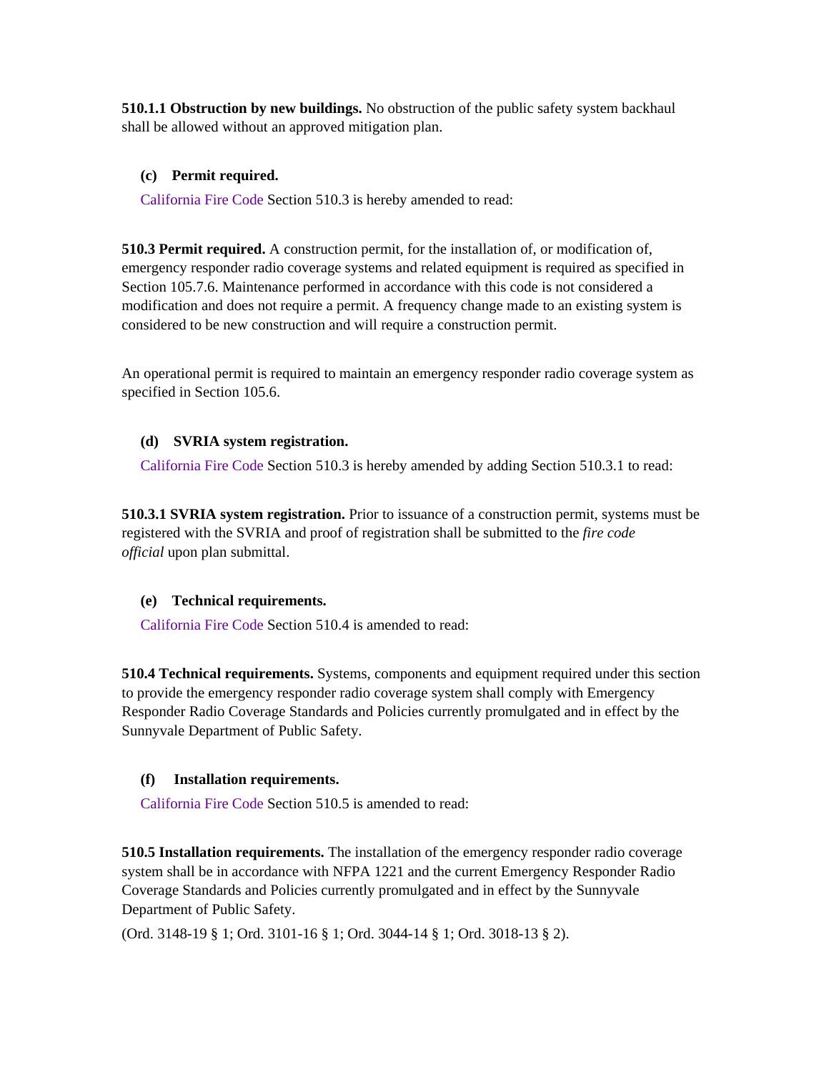**510.1.1 Obstruction by new buildings.** No obstruction of the public safety system backhaul shall be allowed without an approved mitigation plan.

**(c) Permit required.**

California Fire Code Section 510.3 is hereby amended to read:

**510.3 Permit required.** A construction permit, for the installation of, or modification of, emergency responder radio coverage systems and related equipment is required as specified in Section 105.7.6. Maintenance performed in accordance with this code is not considered a modification and does not require a permit. A frequency change made to an existing system is considered to be new construction and will require a construction permit.

An operational permit is required to maintain an emergency responder radio coverage system as specified in Section 105.6.

**(d) SVRIA system registration.**

California Fire Code Section 510.3 is hereby amended by adding Section 510.3.1 to read:

**510.3.1 SVRIA system registration.** Prior to issuance of a construction permit, systems must be registered with the SVRIA and proof of registration shall be submitted to the *fire code official* upon plan submittal.

**(e) Technical requirements.**

California Fire Code Section 510.4 is amended to read:

**510.4 Technical requirements.** Systems, components and equipment required under this section to provide the emergency responder radio coverage system shall comply with Emergency Responder Radio Coverage Standards and Policies currently promulgated and in effect by the Sunnyvale Department of Public Safety.

**(f) Installation requirements.**

California Fire Code Section 510.5 is amended to read:

**510.5 Installation requirements.** The installation of the emergency responder radio coverage system shall be in accordance with NFPA 1221 and the current Emergency Responder Radio Coverage Standards and Policies currently promulgated and in effect by the Sunnyvale Department of Public Safety.

(Ord. 3148-19 § 1; Ord. 3101-16 § 1; Ord. 3044-14 § 1; Ord. 3018-13 § 2).